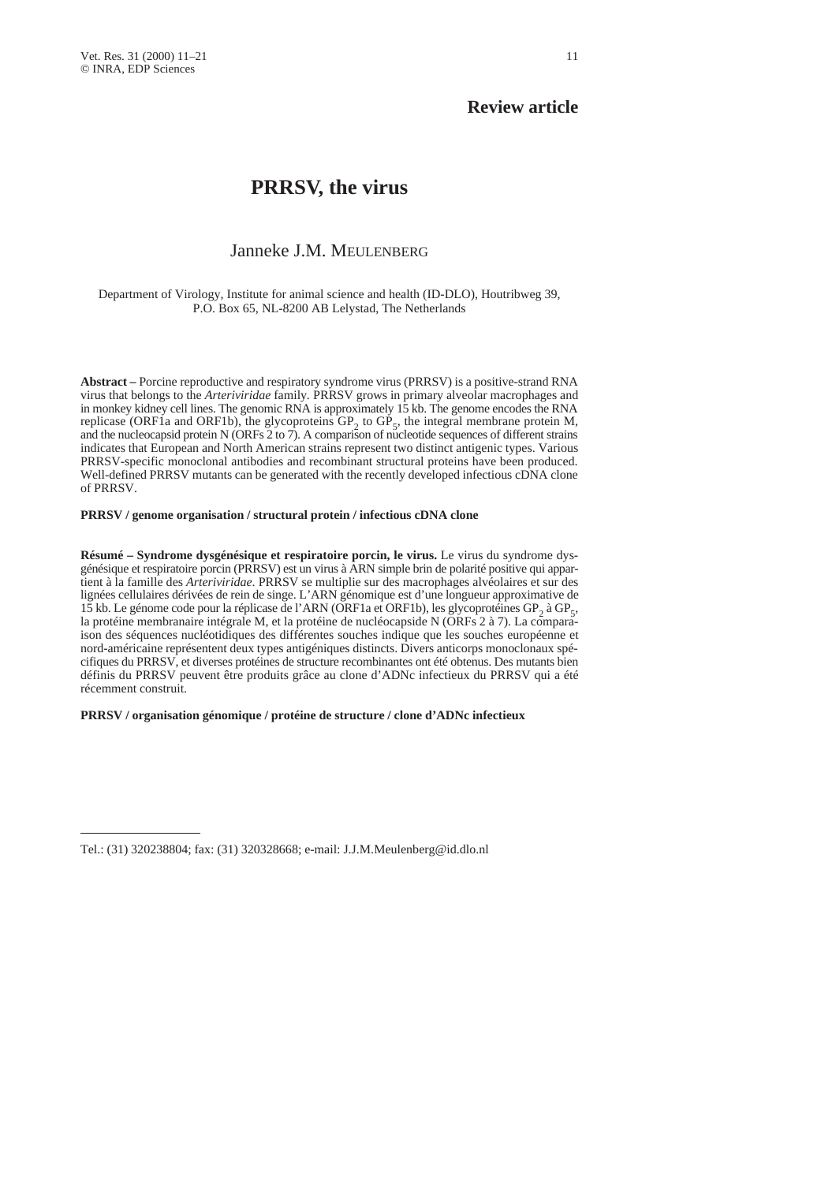**Review article**

# PRRSV, the virus

Janneke J.M. MEULENBERG

Department of Virology, Institute for animal science and health (ID-DLO), Houtribweg 39, P.O. Box 65, NL-8200 AB Lelystad, The Netherlands

**Abstract –** Porcine reproductive and respiratory syndrome virus (PRRSV) is a positive-strand RNA virus that belongs to the *Arteriviridae* family. PRRSV grows in primary alveolar macrophages and in monkey kidney cell lines. The genomic RNA is approximately 15 kb. The genome encodes the RNA replicase (ORF1a and ORF1b), the glycoproteins $GP_2$ to $GP_5$, the integral membrane protein M, and the nucleocapsid protein N (ORFs 2 to 7). A comparison of nucleotide sequences of different strains indicates that European and North American strains represent two distinct antigenic types. Various PRRSV-specific monoclonal antibodies and recombinant structural proteins have been produced. Well-defined PRRSV mutants can be generated with the recently developed infectious cDNA clone of PRRSV.

**PRRSV / genome organisation / structural protein / infectious cDNA clone**

**Résumé – Syndrome dysgénésique et respiratoire porcin, le virus.** Le virus du syndrome dysgénésique et respiratoire porcin (PRRSV) est un virus à ARN simple brin de polarité positive qui appartient à la famille des *Arteriviridae*. PRRSV se multiplie sur des macrophages alvéolaires et sur des lignées cellulaires dérivées de rein de singe. L'ARN génomique est d'une longueur approximative de 15 kb. Le génome code pour la réplicase de l'ARN (ORF1a et ORF1b), les glycoprotéines $GP_2$ à $GP_5$, la protéine membranaire intégrale M, et la protéine de nucléocapside N (ORFs 2 à 7). La comparaison des séquences nucléotidiques des différentes souches indique que les souches européenne et nord-américaine représentent deux types antigéniques distincts. Divers anticorps monoclonaux spécifiques du PRRSV, et diverses protéines de structure recombinantes ont été obtenus. Des mutants bien définis du PRRSV peuvent être produits grâce au clone d'ADNc infectieux du PRRSV qui a été récemment construit.

**PRRSV / organisation génomique / protéine de structure / clone d'ADNc infectieux**

---

Tel.: (31) 320238804; fax: (31) 320328668; e-mail: J.J.M.Meulenberg@id.dlo.nl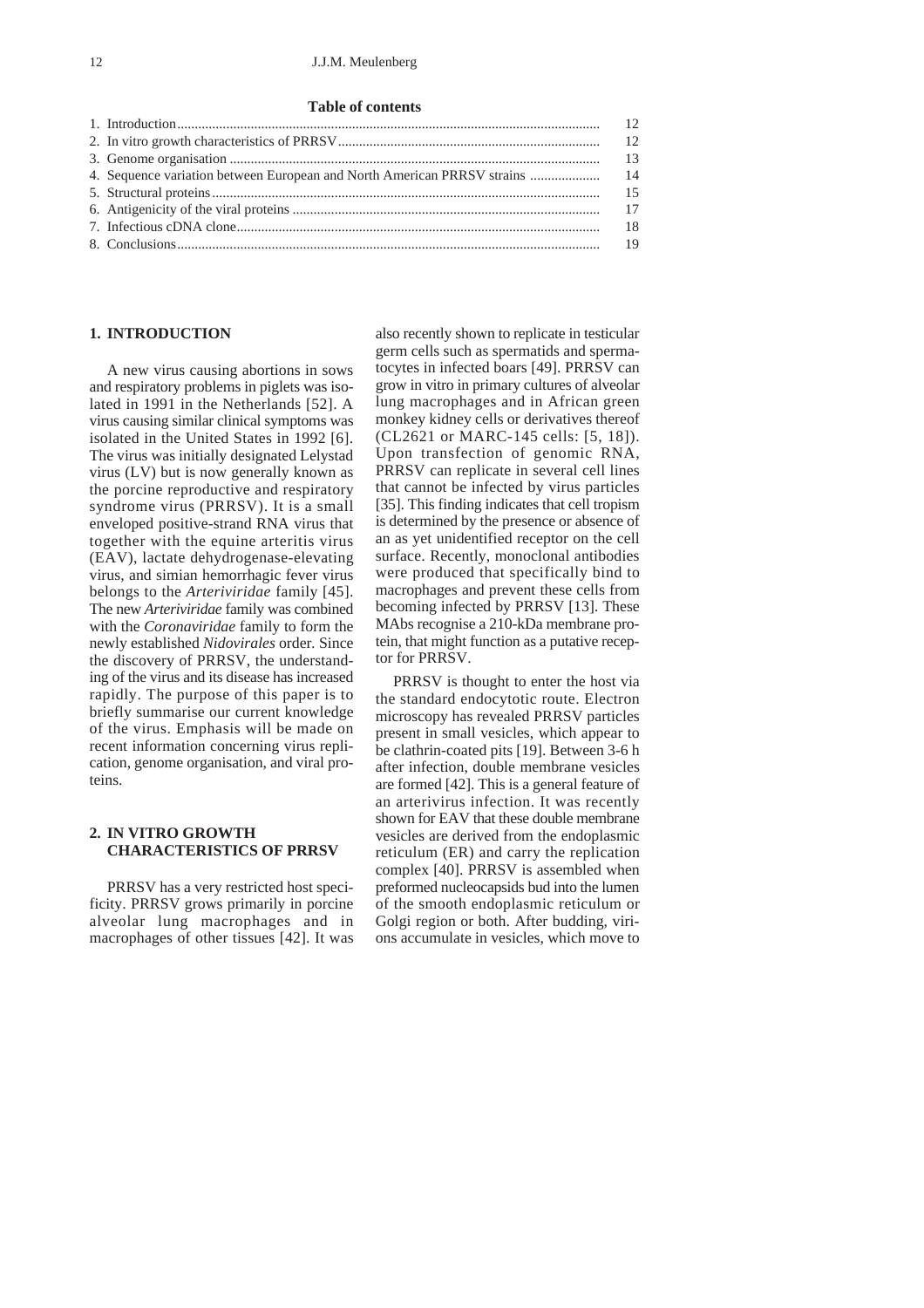**Table of contents**

| | |
|---|---|
| 1. Introduction | 12 |
| 2. In vitro growth characteristics of PRRSV | 12 |
| 3. Genome organisation | 13 |
| 4. Sequence variation between European and North American PRRSV strains | 14 |
| 5. Structural proteins | 15 |
| 6. Antigenicity of the viral proteins | 17 |
| 7. Infectious cDNA clone | 18 |
| 8. Conclusions | 19 |

## 1. INTRODUCTION

A new virus causing abortions in sows and respiratory problems in piglets was isolated in 1991 in the Netherlands [52]. A virus causing similar clinical symptoms was isolated in the United States in 1992 [6]. The virus was initially designated Lelystad virus (LV) but is now generally known as the porcine reproductive and respiratory syndrome virus (PRRSV). It is a small enveloped positive-strand RNA virus that together with the equine arteritis virus (EAV), lactate dehydrogenase-elevating virus, and simian hemorrhagic fever virus belongs to the *Arteriviridae* family [45]. The new *Arteriviridae* family was combined with the *Coronaviridae* family to form the newly established *Nidovirales* order. Since the discovery of PRRSV, the understanding of the virus and its disease has increased rapidly. The purpose of this paper is to briefly summarise our current knowledge of the virus. Emphasis will be made on recent information concerning virus replication, genome organisation, and viral proteins.

## 2. IN VITRO GROWTH CHARACTERISTICS OF PRRSV

PRRSV has a very restricted host specificity. PRRSV grows primarily in porcine alveolar lung macrophages and in macrophages of other tissues [42]. It was also recently shown to replicate in testicular germ cells such as spermatids and spermatocytes in infected boars [49]. PRRSV can grow in vitro in primary cultures of alveolar lung macrophages and in African green monkey kidney cells or derivatives thereof (CL2621 or MARC-145 cells: [5, 18]). Upon transfection of genomic RNA, PRRSV can replicate in several cell lines that cannot be infected by virus particles [35]. This finding indicates that cell tropism is determined by the presence or absence of an as yet unidentified receptor on the cell surface. Recently, monoclonal antibodies were produced that specifically bind to macrophages and prevent these cells from becoming infected by PRRSV [13]. These MAbs recognise a 210-kDa membrane protein, that might function as a putative receptor for PRRSV.

PRRSV is thought to enter the host via the standard endocytotic route. Electron microscopy has revealed PRRSV particles present in small vesicles, which appear to be clathrin-coated pits [19]. Between 3-6 h after infection, double membrane vesicles are formed [42]. This is a general feature of an arterivirus infection. It was recently shown for EAV that these double membrane vesicles are derived from the endoplasmic reticulum (ER) and carry the replication complex [40]. PRRSV is assembled when preformed nucleocapsids bud into the lumen of the smooth endoplasmic reticulum or Golgi region or both. After budding, virions accumulate in vesicles, which move to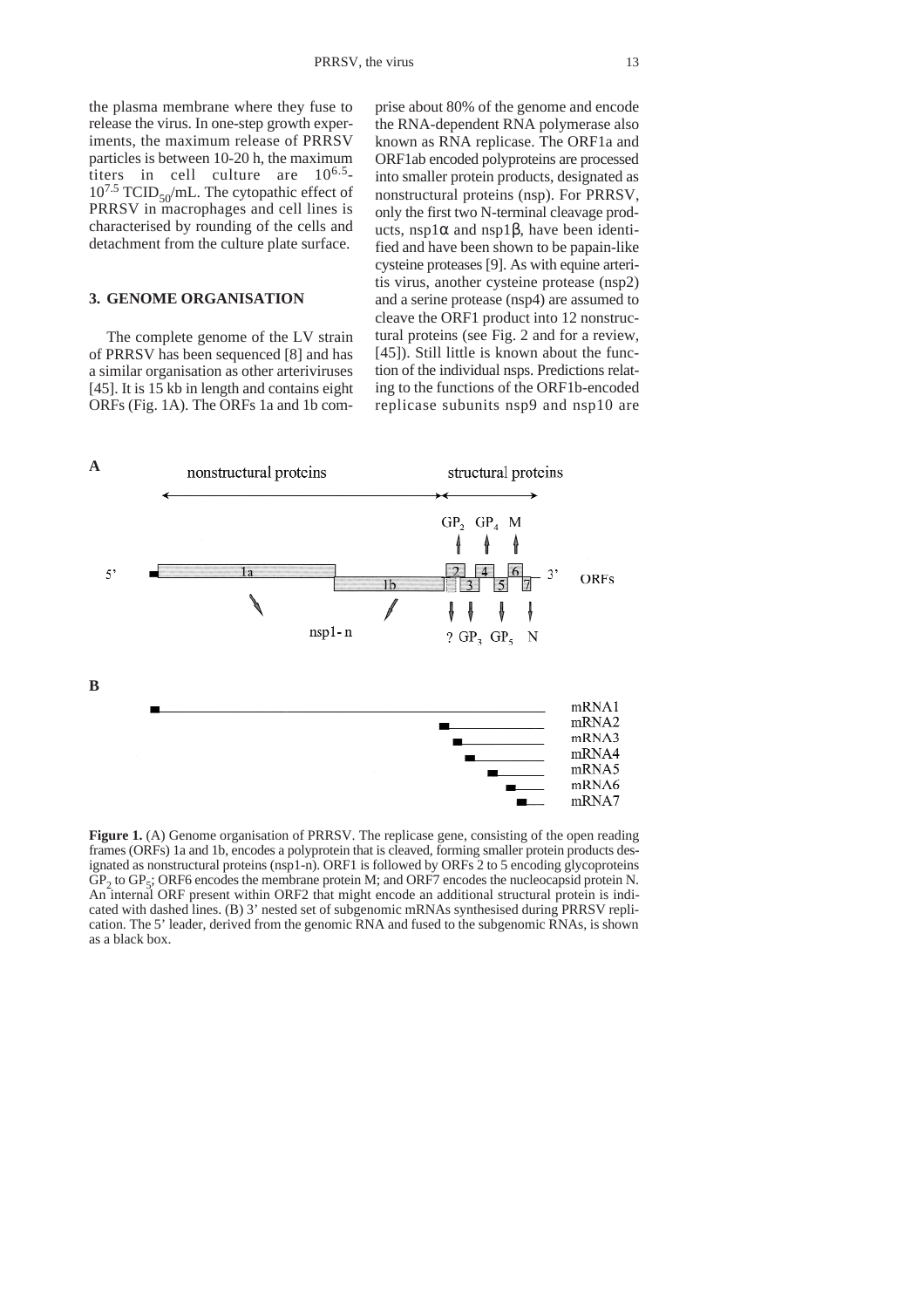the plasma membrane where they fuse to release the virus. In one-step growth experiments, the maximum release of PRRSV particles is between 10-20 h, the maximum titers in cell culture are $10^{6.5}$-$10^{7.5}$ $TCID_{50}$/mL. The cytopathic effect of PRRSV in macrophages and cell lines is characterised by rounding of the cells and detachment from the culture plate surface.

## 3. GENOME ORGANISATION

The complete genome of the LV strain of PRRSV has been sequenced [8] and has a similar organisation as other arteriviruses [45]. It is 15 kb in length and contains eight ORFs (Fig. 1A). The ORFs 1a and 1b comprise about 80% of the genome and encode the RNA-dependent RNA polymerase also known as RNA replicase. The ORF1a and ORF1ab encoded polyproteins are processed into smaller protein products, designated as nonstructural proteins (nsp). For PRRSV, only the first two N-terminal cleavage products, nsp1α and nsp1β, have been identified and have been shown to be papain-like cysteine proteases [9]. As with equine arteritis virus, another cysteine protease (nsp2) and a serine protease (nsp4) are assumed to cleave the ORF1 product into 12 nonstructural proteins (see Fig. 2 and for a review, [45]). Still little is known about the function of the individual nsps. Predictions relating to the functions of the ORF1b-encoded replicase subunits nsp9 and nsp10 are

**Figure 1.** (A) Genome organisation of PRRSV. The replicase gene, consisting of the open reading frames (ORFs) 1a and 1b, encodes a polyprotein that is cleaved, forming smaller protein products designated as nonstructural proteins (nsp1-n). ORF1 is followed by ORFs 2 to 5 encoding glycoproteins $GP_2$ to $GP_5$; ORF6 encodes the membrane protein M; and ORF7 encodes the nucleocapsid protein N. An internal ORF present within ORF2 that might encode an additional structural protein is indicated with dashed lines. (B) 3' nested set of subgenomic mRNAs synthesised during PRRSV replication. The 5' leader, derived from the genomic RNA and fused to the subgenomic RNAs, is shown as a black box.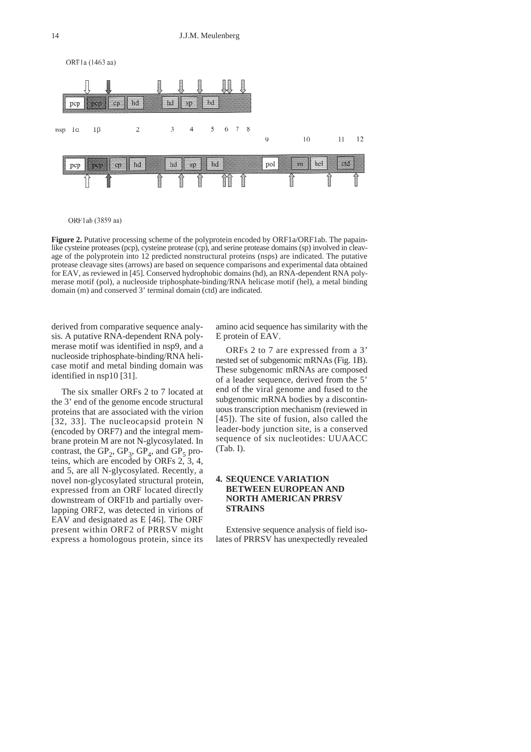ORF1a (1463 aa)

nsp 1α 1β 2 3 4 5 6 7 8 9 10 11 12

ORF1ab (3859 aa)

**Figure 2.** Putative processing scheme of the polyprotein encoded by ORF1a/ORF1ab. The papain-like cysteine proteases (pcp), cysteine protease (cp), and serine protease domains (sp) involved in cleavage of the polyprotein into 12 predicted nonstructural proteins (nsps) are indicated. The putative protease cleavage sites (arrows) are based on sequence comparisons and experimental data obtained for EAV, as reviewed in [45]. Conserved hydrophobic domains (hd), an RNA-dependent RNA polymerase motif (pol), a nucleoside triphosphate-binding/RNA helicase motif (hel), a metal binding domain (m) and conserved 3' terminal domain (ctd) are indicated.

derived from comparative sequence analysis. A putative RNA-dependent RNA polymerase motif was identified in nsp9, and a nucleoside triphosphate-binding/RNA helicase motif and metal binding domain was identified in nsp10 [31].

The six smaller ORFs 2 to 7 located at the 3' end of the genome encode structural proteins that are associated with the virion [32, 33]. The nucleocapsid protein N (encoded by ORF7) and the integral membrane protein M are not N-glycosylated. In contrast, the $GP_2$, $GP_3$, $GP_4$, and $GP_5$ proteins, which are encoded by ORFs 2, 3, 4, and 5, are all N-glycosylated. Recently, a novel non-glycosylated structural protein, expressed from an ORF located directly downstream of ORF1b and partially overlapping ORF2, was detected in virions of EAV and designated as E [46]. The ORF present within ORF2 of PRRSV might express a homologous protein, since its amino acid sequence has similarity with the E protein of EAV.

ORFs 2 to 7 are expressed from a 3' nested set of subgenomic mRNAs (Fig. 1B). These subgenomic mRNAs are composed of a leader sequence, derived from the 5' end of the viral genome and fused to the subgenomic mRNA bodies by a discontinuous transcription mechanism (reviewed in [45]). The site of fusion, also called the leader-body junction site, is a conserved sequence of six nucleotides: UUAACC (Tab. I).

## 4. SEQUENCE VARIATION BETWEEN EUROPEAN AND NORTH AMERICAN PRRSV STRAINS

Extensive sequence analysis of field isolates of PRRSV has unexpectedly revealed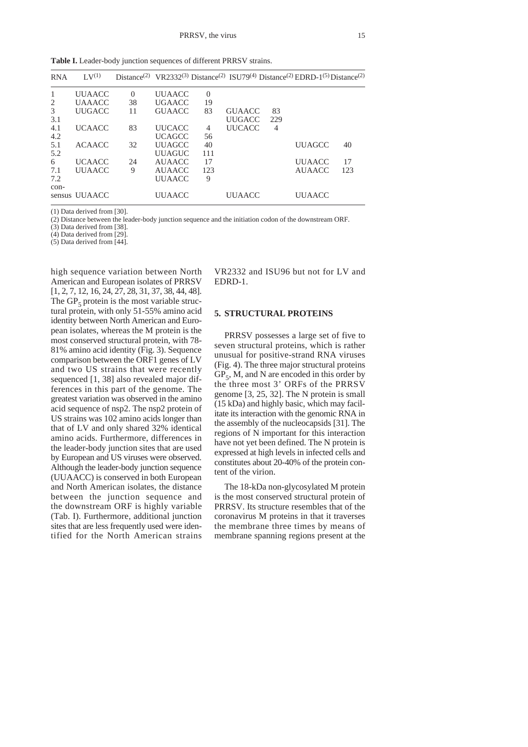**Table I.** Leader-body junction sequences of different PRRSV strains.

| RNA | LV(1) | Distance(2) | VR2332(3) | Distance(2) | ISU79(4) | Distance(2) | EDRD-1(5) | Distance(2) |
|---|---|---|---|---|---|---|---|---|
| 1 | UUAACC | 0 | UUAACC | 0 | | | | |
| 2 | UAAACC | 38 | UGAACC | 19 | | | | |
| 3 | UUGACC | 11 | GUAACC | 83 | GUAACC | 83 | | |
| 3.1 | | | | | UUGACC | 229 | | |
| 4.1 | UCAACC | 83 | UUCACC | 4 | UUCACC | 4 | | |
| 4.2 | | | UCAGCC | 56 | | | | |
| 5.1 | ACAACC | 32 | UUAGCC | 40 | | | UUAGCC | 40 |
| 5.2 | | | UUAGUC | 111 | | | | |
| 6 | UCAACC | 24 | AUAACC | 17 | | | UUAACC | 17 |
| 7.1 | UUAACC | 9 | AUAACC | 123 | | | AUAACC | 123 |
| 7.2 | | | UUAACC | 9 | | | | |
| consensus | UUAACC | | UUAACC | | UUAACC | | UUAACC | |

(1) Data derived from [30].
(2) Distance between the leader-body junction sequence and the initiation codon of the downstream ORF.
(3) Data derived from [38].
(4) Data derived from [29].
(5) Data derived from [44].

high sequence variation between North American and European isolates of PRRSV [1, 2, 7, 12, 16, 24, 27, 28, 31, 37, 38, 44, 48]. The $GP_5$ protein is the most variable structural protein, with only 51-55% amino acid identity between North American and European isolates, whereas the M protein is the most conserved structural protein, with 78-81% amino acid identity (Fig. 3). Sequence comparison between the ORF1 genes of LV and two US strains that were recently sequenced [1, 38] also revealed major differences in this part of the genome. The greatest variation was observed in the amino acid sequence of nsp2. The nsp2 protein of US strains was 102 amino acids longer than that of LV and only shared 32% identical amino acids. Furthermore, differences in the leader-body junction sites that are used by European and US viruses were observed. Although the leader-body junction sequence (UUAACC) is conserved in both European and North American isolates, the distance between the junction sequence and the downstream ORF is highly variable (Tab. I). Furthermore, additional junction sites that are less frequently used were identified for the North American strains VR2332 and ISU96 but not for LV and EDRD-1.

## 5. STRUCTURAL PROTEINS

PRRSV possesses a large set of five to seven structural proteins, which is rather unusual for positive-strand RNA viruses (Fig. 4). The three major structural proteins $GP_5$, M, and N are encoded in this order by the three most 3' ORFs of the PRRSV genome [3, 25, 32]. The N protein is small (15 kDa) and highly basic, which may facilitate its interaction with the genomic RNA in the assembly of the nucleocapsids [31]. The regions of N important for this interaction have not yet been defined. The N protein is expressed at high levels in infected cells and constitutes about 20-40% of the protein content of the virion.

The 18-kDa non-glycosylated M protein is the most conserved structural protein of PRRSV. Its structure resembles that of the coronavirus M proteins in that it traverses the membrane three times by means of membrane spanning regions present at the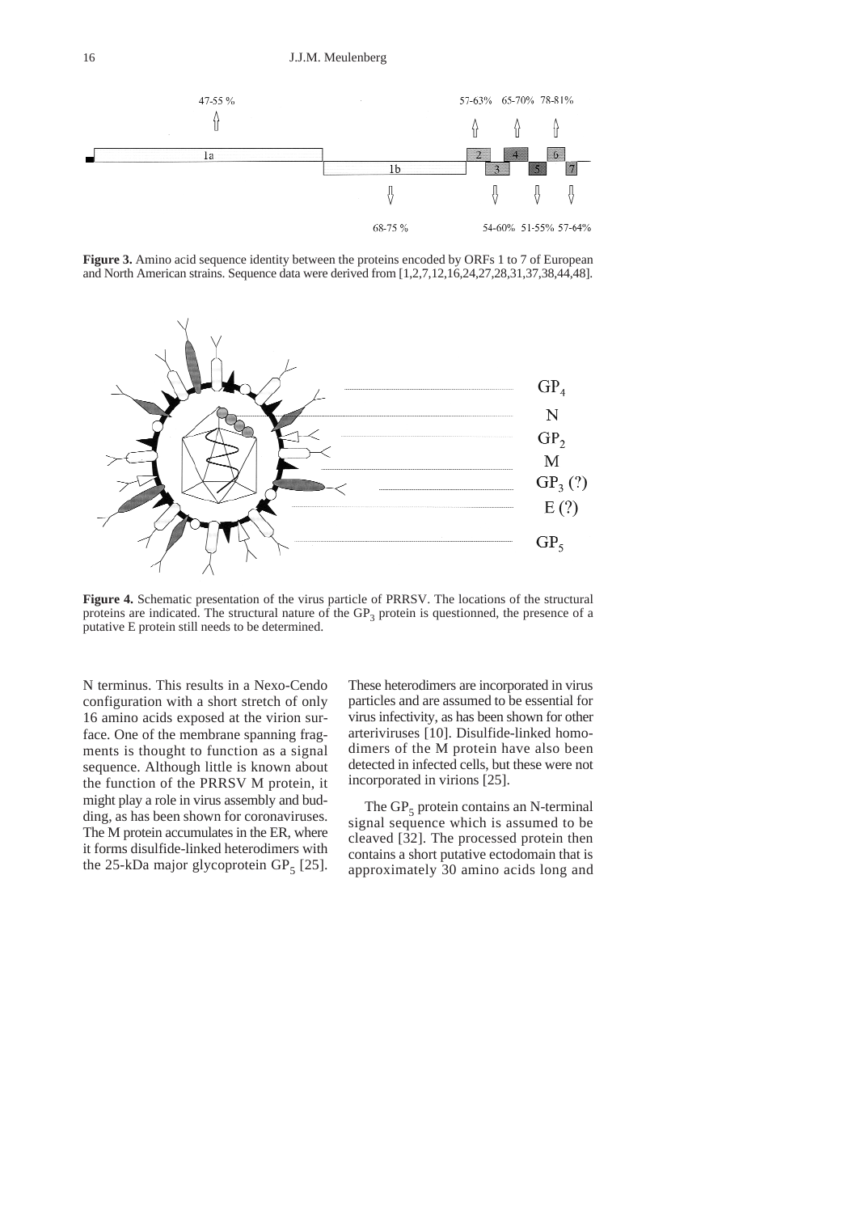**Figure 3.** Amino acid sequence identity between the proteins encoded by ORFs 1 to 7 of European and North American strains. Sequence data were derived from [1,2,7,12,16,24,27,28,31,37,38,44,48].

**Figure 4.** Schematic presentation of the virus particle of PRRSV. The locations of the structural proteins are indicated. The structural nature of the $GP_3$ protein is questionned, the presence of a putative E protein still needs to be determined.

N terminus. This results in a Nexo-Cendo configuration with a short stretch of only 16 amino acids exposed at the virion surface. One of the membrane spanning fragments is thought to function as a signal sequence. Although little is known about the function of the PRRSV M protein, it might play a role in virus assembly and budding, as has been shown for coronaviruses. The M protein accumulates in the ER, where it forms disulfide-linked heterodimers with the 25-kDa major glycoprotein $GP_5$ [25]. These heterodimers are incorporated in virus particles and are assumed to be essential for virus infectivity, as has been shown for other arteriviruses [10]. Disulfide-linked homodimers of the M protein have also been detected in infected cells, but these were not incorporated in virions [25].

The $GP_5$ protein contains an N-terminal signal sequence which is assumed to be cleaved [32]. The processed protein then contains a short putative ectodomain that is approximately 30 amino acids long and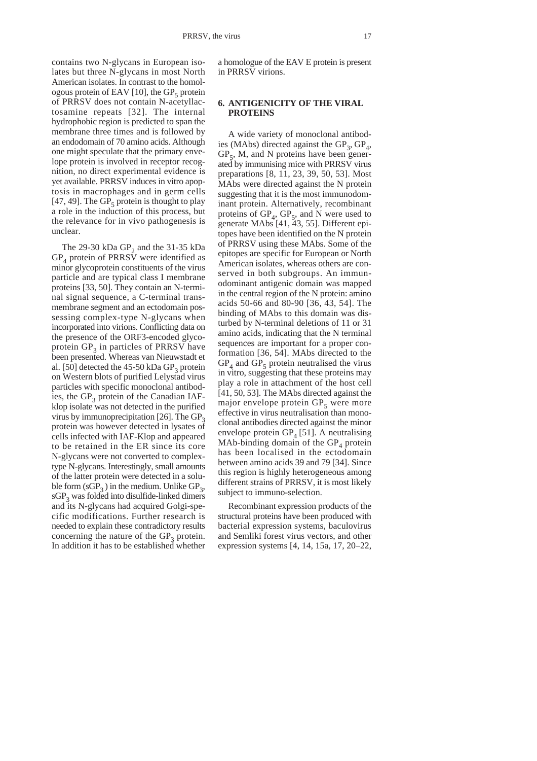contains two N-glycans in European isolates but three N-glycans in most North American isolates. In contrast to the homologous protein of EAV [10], the $GP_5$ protein of PRRSV does not contain N-acetyllactosamine repeats [32]. The internal hydrophobic region is predicted to span the membrane three times and is followed by an endodomain of 70 amino acids. Although one might speculate that the primary envelope protein is involved in receptor recognition, no direct experimental evidence is yet available. PRRSV induces in vitro apoptosis in macrophages and in germ cells [47, 49]. The $GP_5$ protein is thought to play a role in the induction of this process, but the relevance for in vivo pathogenesis is unclear.

The 29-30 kDa $GP_2$ and the 31-35 kDa $GP_4$ protein of PRRSV were identified as minor glycoprotein constituents of the virus particle and are typical class I membrane proteins [33, 50]. They contain an N-terminal signal sequence, a C-terminal transmembrane segment and an ectodomain possessing complex-type N-glycans when incorporated into virions. Conflicting data on the presence of the ORF3-encoded glycoprotein $GP_3$ in particles of PRRSV have been presented. Whereas van Nieuwstadt et al. [50] detected the 45-50 kDa $GP_3$ protein on Western blots of purified Lelystad virus particles with specific monoclonal antibodies, the $GP_3$ protein of the Canadian IAF-klop isolate was not detected in the purified virus by immunoprecipitation [26]. The $GP_3$ protein was however detected in lysates of cells infected with IAF-Klop and appeared to be retained in the ER since its core N-glycans were not converted to complex-type N-glycans. Interestingly, small amounts of the latter protein were detected in a soluble form ($sGP_3$) in the medium. Unlike $GP_3$, $sGP_3$ was folded into disulfide-linked dimers and its N-glycans had acquired Golgi-specific modifications. Further research is needed to explain these contradictory results concerning the nature of the $GP_3$ protein. In addition it has to be established whether a homologue of the EAV E protein is present in PRRSV virions.

## 6. ANTIGENICITY OF THE VIRAL PROTEINS

A wide variety of monoclonal antibodies (MAbs) directed against the $GP_3$, $GP_4$, $GP_5$, M, and N proteins have been generated by immunising mice with PRRSV virus preparations [8, 11, 23, 39, 50, 53]. Most MAbs were directed against the N protein suggesting that it is the most immunodominant protein. Alternatively, recombinant proteins of $GP_4$, $GP_5$, and N were used to generate MAbs [41, 43, 55]. Different epitopes have been identified on the N protein of PRRSV using these MAbs. Some of the epitopes are specific for European or North American isolates, whereas others are conserved in both subgroups. An immunodominant antigenic domain was mapped in the central region of the N protein: amino acids 50-66 and 80-90 [36, 43, 54]. The binding of MAbs to this domain was disturbed by N-terminal deletions of 11 or 31 amino acids, indicating that the N terminal sequences are important for a proper conformation [36, 54]. MAbs directed to the $GP_4$ and $GP_5$ protein neutralised the virus in vitro, suggesting that these proteins may play a role in attachment of the host cell [41, 50, 53]. The MAbs directed against the major envelope protein $GP_5$ were more effective in virus neutralisation than monoclonal antibodies directed against the minor envelope protein $GP_4$ [51]. A neutralising MAb-binding domain of the $GP_4$ protein has been localised in the ectodomain between amino acids 39 and 79 [34]. Since this region is highly heterogeneous among different strains of PRRSV, it is most likely subject to immuno-selection.

Recombinant expression products of the structural proteins have been produced with bacterial expression systems, baculovirus and Semliki forest virus vectors, and other expression systems [4, 14, 15a, 17, 20–22,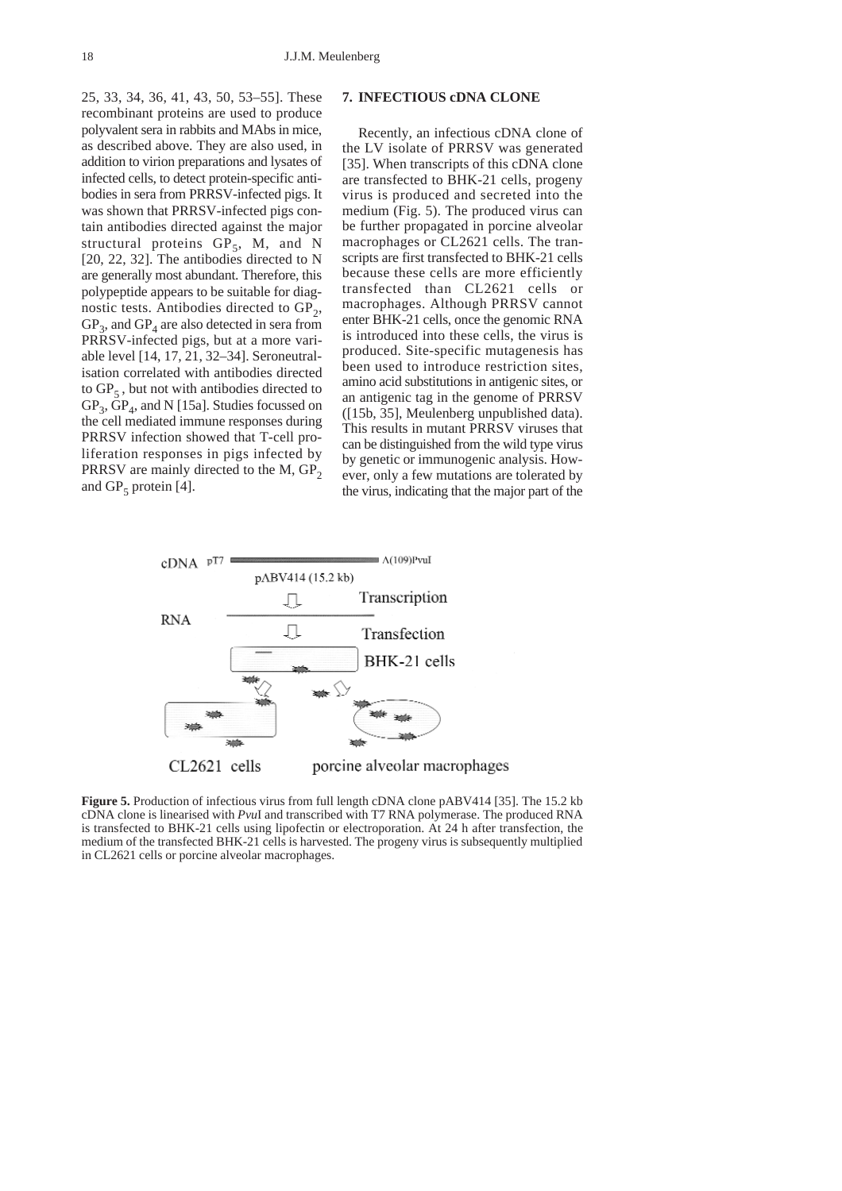25, 33, 34, 36, 41, 43, 50, 53–55]. These recombinant proteins are used to produce polyvalent sera in rabbits and MAbs in mice, as described above. They are also used, in addition to virion preparations and lysates of infected cells, to detect protein-specific antibodies in sera from PRRSV-infected pigs. It was shown that PRRSV-infected pigs contain antibodies directed against the major structural proteins $GP_5$, M, and N [20, 22, 32]. The antibodies directed to N are generally most abundant. Therefore, this polypeptide appears to be suitable for diagnostic tests. Antibodies directed to $GP_2$, $GP_3$, and $GP_4$ are also detected in sera from PRRSV-infected pigs, but at a more variable level [14, 17, 21, 32–34]. Seroneutralisation correlated with antibodies directed to $GP_5$, but not with antibodies directed to $GP_3$, $GP_4$, and N [15a]. Studies focussed on the cell mediated immune responses during PRRSV infection showed that T-cell proliferation responses in pigs infected by PRRSV are mainly directed to the M, $GP_2$ and $GP_5$ protein [4].

## 7. INFECTIOUS cDNA CLONE

Recently, an infectious cDNA clone of the LV isolate of PRRSV was generated [35]. When transcripts of this cDNA clone are transfected to BHK-21 cells, progeny virus is produced and secreted into the medium (Fig. 5). The produced virus can be further propagated in porcine alveolar macrophages or CL2621 cells. The transcripts are first transfected to BHK-21 cells because these cells are more efficiently transfected than CL2621 cells or macrophages. Although PRRSV cannot enter BHK-21 cells, once the genomic RNA is introduced into these cells, the virus is produced. Site-specific mutagenesis has been used to introduce restriction sites, amino acid substitutions in antigenic sites, or an antigenic tag in the genome of PRRSV ([15b, 35], Meulenberg unpublished data). This results in mutant PRRSV viruses that can be distinguished from the wild type virus by genetic or immunogenic analysis. However, only a few mutations are tolerated by the virus, indicating that the major part of the

**Figure 5.** Production of infectious virus from full length cDNA clone pABV414 [35]. The 15.2 kb cDNA clone is linearised with *Pvu*I and transcribed with T7 RNA polymerase. The produced RNA is transfected to BHK-21 cells using lipofectin or electroporation. At 24 h after transfection, the medium of the transfected BHK-21 cells is harvested. The progeny virus is subsequently multiplied in CL2621 cells or porcine alveolar macrophages.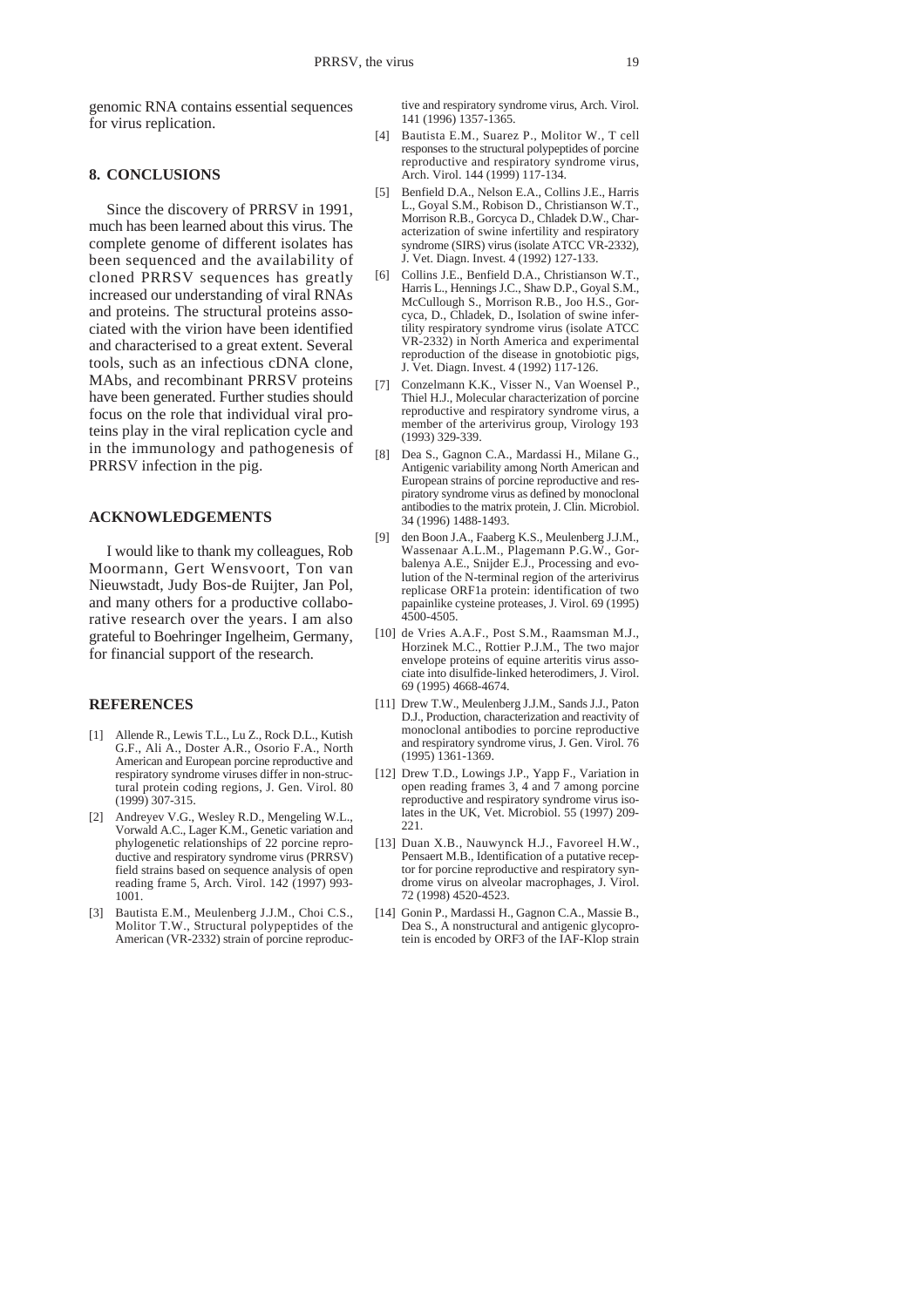genomic RNA contains essential sequences for virus replication.

## 8. CONCLUSIONS

Since the discovery of PRRSV in 1991, much has been learned about this virus. The complete genome of different isolates has been sequenced and the availability of cloned PRRSV sequences has greatly increased our understanding of viral RNAs and proteins. The structural proteins associated with the virion have been identified and characterised to a great extent. Several tools, such as an infectious cDNA clone, MAbs, and recombinant PRRSV proteins have been generated. Further studies should focus on the role that individual viral proteins play in the viral replication cycle and in the immunology and pathogenesis of PRRSV infection in the pig.

## ACKNOWLEDGEMENTS

I would like to thank my colleagues, Rob Moormann, Gert Wensvoort, Ton van Nieuwstadt, Judy Bos-de Ruijter, Jan Pol, and many others for a productive collaborative research over the years. I am also grateful to Boehringer Ingelheim, Germany, for financial support of the research.

## REFERENCES

[1] Allende R., Lewis T.L., Lu Z., Rock D.L., Kutish G.F., Ali A., Doster A.R., Osorio F.A., North American and European porcine reproductive and respiratory syndrome viruses differ in non-structural protein coding regions, J. Gen. Virol. 80 (1999) 307-315.

[2] Andreyev V.G., Wesley R.D., Mengeling W.L., Vorwald A.C., Lager K.M., Genetic variation and phylogenetic relationships of 22 porcine reproductive and respiratory syndrome virus (PRRSV) field strains based on sequence analysis of open reading frame 5, Arch. Virol. 142 (1997) 993-1001.

[3] Bautista E.M., Meulenberg J.J.M., Choi C.S., Molitor T.W., Structural polypeptides of the American (VR-2332) strain of porcine reproductive and respiratory syndrome virus, Arch. Virol. 141 (1996) 1357-1365.

[4] Bautista E.M., Suarez P., Molitor W., T cell responses to the structural polypeptides of porcine reproductive and respiratory syndrome virus, Arch. Virol. 144 (1999) 117-134.

[5] Benfield D.A., Nelson E.A., Collins J.E., Harris L., Goyal S.M., Robison D., Christianson W.T., Morrison R.B., Gorcyca D., Chladek D.W., Characterization of swine infertility and respiratory syndrome (SIRS) virus (isolate ATCC VR-2332), J. Vet. Diagn. Invest. 4 (1992) 127-133.

[6] Collins J.E., Benfield D.A., Christianson W.T., Harris L., Hennings J.C., Shaw D.P., Goyal S.M., McCullough S., Morrison R.B., Joo H.S., Gorcyca, D., Chladek, D., Isolation of swine infertility respiratory syndrome virus (isolate ATCC VR-2332) in North America and experimental reproduction of the disease in gnotobiotic pigs, J. Vet. Diagn. Invest. 4 (1992) 117-126.

[7] Conzelmann K.K., Visser N., Van Woensel P., Thiel H.J., Molecular characterization of porcine reproductive and respiratory syndrome virus, a member of the arterivirus group, Virology 193 (1993) 329-339.

[8] Dea S., Gagnon C.A., Mardassi H., Milane G., Antigenic variability among North American and European strains of porcine reproductive and respiratory syndrome virus as defined by monoclonal antibodies to the matrix protein, J. Clin. Microbiol. 34 (1996) 1488-1493.

[9] den Boon J.A., Faaberg K.S., Meulenberg J.J.M., Wassenaar A.L.M., Plagemann P.G.W., Gorbalenya A.E., Snijder E.J., Processing and evolution of the N-terminal region of the arterivirus replicase ORF1a protein: identification of two papainlike cysteine proteases, J. Virol. 69 (1995) 4500-4505.

[10] de Vries A.A.F., Post S.M., Raamsman M.J., Horzinek M.C., Rottier P.J.M., The two major envelope proteins of equine arteritis virus associate into disulfide-linked heterodimers, J. Virol. 69 (1995) 4668-4674.

[11] Drew T.W., Meulenberg J.J.M., Sands J.J., Paton D.J., Production, characterization and reactivity of monoclonal antibodies to porcine reproductive and respiratory syndrome virus, J. Gen. Virol. 76 (1995) 1361-1369.

[12] Drew T.D., Lowings J.P., Yapp F., Variation in open reading frames 3, 4 and 7 among porcine reproductive and respiratory syndrome virus isolates in the UK, Vet. Microbiol. 55 (1997) 209-221.

[13] Duan X.B., Nauwynck H.J., Favoreel H.W., Pensaert M.B., Identification of a putative receptor for porcine reproductive and respiratory syndrome virus on alveolar macrophages, J. Virol. 72 (1998) 4520-4523.

[14] Gonin P., Mardassi H., Gagnon C.A., Massie B., Dea S., A nonstructural and antigenic glycoprotein is encoded by ORF3 of the IAF-Klop strain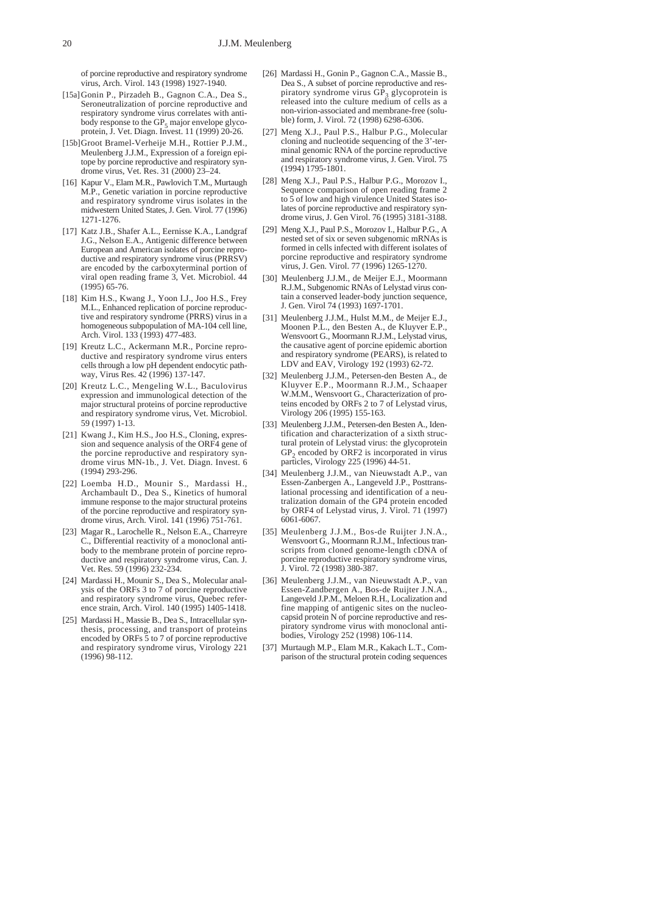of porcine reproductive and respiratory syndrome virus, Arch. Virol. 143 (1998) 1927-1940.

[15a] Gonin P., Pirzadeh B., Gagnon C.A., Dea S., Seroneutralization of porcine reproductive and respiratory syndrome virus correlates with antibody response to the $GP_5$ major envelope glycoprotein, J. Vet. Diagn. Invest. 11 (1999) 20-26.

[15b] Groot Bramel-Verheije M.H., Rottier P.J.M., Meulenberg J.J.M., Expression of a foreign epitope by porcine reproductive and respiratory syndrome virus, Vet. Res. 31 (2000) 23–24.

[16] Kapur V., Elam M.R., Pawlovich T.M., Murtaugh M.P., Genetic variation in porcine reproductive and respiratory syndrome virus isolates in the midwestern United States, J. Gen. Virol. 77 (1996) 1271-1276.

[17] Katz J.B., Shafer A.L., Eernisse K.A., Landgraf J.G., Nelson E.A., Antigenic difference between European and American isolates of porcine reproductive and respiratory syndrome virus (PRRSV) are encoded by the carboxyterminal portion of viral open reading frame 3, Vet. Microbiol. 44 (1995) 65-76.

[18] Kim H.S., Kwang J., Yoon I.J., Joo H.S., Frey M.L., Enhanced replication of porcine reproductive and respiratory syndrome (PRRS) virus in a homogeneous subpopulation of MA-104 cell line, Arch. Virol. 133 (1993) 477-483.

[19] Kreutz L.C., Ackermann M.R., Porcine reproductive and respiratory syndrome virus enters cells through a low pH dependent endocytic pathway, Virus Res. 42 (1996) 137-147.

[20] Kreutz L.C., Mengeling W.L., Baculovirus expression and immunological detection of the major structural proteins of porcine reproductive and respiratory syndrome virus, Vet. Microbiol. 59 (1997) 1-13.

[21] Kwang J., Kim H.S., Joo H.S., Cloning, expression and sequence analysis of the ORF4 gene of the porcine reproductive and respiratory syndrome virus MN-1b., J. Vet. Diagn. Invest. 6 (1994) 293-296.

[22] Loemba H.D., Mounir S., Mardassi H., Archambault D., Dea S., Kinetics of humoral immune response to the major structural proteins of the porcine reproductive and respiratory syndrome virus, Arch. Virol. 141 (1996) 751-761.

[23] Magar R., Larochelle R., Nelson E.A., Charreyre C., Differential reactivity of a monoclonal antibody to the membrane protein of porcine reproductive and respiratory syndrome virus, Can. J. Vet. Res. 59 (1996) 232-234.

[24] Mardassi H., Mounir S., Dea S., Molecular analysis of the ORFs 3 to 7 of porcine reproductive and respiratory syndrome virus, Quebec reference strain, Arch. Virol. 140 (1995) 1405-1418.

[25] Mardassi H., Massie B., Dea S., Intracellular synthesis, processing, and transport of proteins encoded by ORFs 5 to 7 of porcine reproductive and respiratory syndrome virus, Virology 221 (1996) 98-112.

[26] Mardassi H., Gonin P., Gagnon C.A., Massie B., Dea S., A subset of porcine reproductive and respiratory syndrome virus $GP_3$ glycoprotein is released into the culture medium of cells as a non-virion-associated and membrane-free (soluble) form, J. Virol. 72 (1998) 6298-6306.

[27] Meng X.J., Paul P.S., Halbur P.G., Molecular cloning and nucleotide sequencing of the 3'-terminal genomic RNA of the porcine reproductive and respiratory syndrome virus, J. Gen. Virol. 75 (1994) 1795-1801.

[28] Meng X.J., Paul P.S., Halbur P.G., Morozov I., Sequence comparison of open reading frame 2 to 5 of low and high virulence United States isolates of porcine reproductive and respiratory syndrome virus, J. Gen Virol. 76 (1995) 3181-3188.

[29] Meng X.J., Paul P.S., Morozov I., Halbur P.G., A nested set of six or seven subgenomic mRNAs is formed in cells infected with different isolates of porcine reproductive and respiratory syndrome virus, J. Gen. Virol. 77 (1996) 1265-1270.

[30] Meulenberg J.J.M., de Meijer E.J., Moormann R.J.M., Subgenomic RNAs of Lelystad virus contain a conserved leader-body junction sequence, J. Gen. Virol 74 (1993) 1697-1701.

[31] Meulenberg J.J.M., Hulst M.M., de Meijer E.J., Moonen P.L., den Besten A., de Kluyver E.P., Wensvoort G., Moormann R.J.M., Lelystad virus, the causative agent of porcine epidemic abortion and respiratory syndrome (PEARS), is related to LDV and EAV, Virology 192 (1993) 62-72.

[32] Meulenberg J.J.M., Petersen-den Besten A., de Kluyver E.P., Moormann R.J.M., Schaaper W.M.M., Wensvoort G., Characterization of proteins encoded by ORFs 2 to 7 of Lelystad virus, Virology 206 (1995) 155-163.

[33] Meulenberg J.J.M., Petersen-den Besten A., Identification and characterization of a sixth structural protein of Lelystad virus: the glycoprotein $GP_2$ encoded by ORF2 is incorporated in virus particles, Virology 225 (1996) 44-51.

[34] Meulenberg J.J.M., van Nieuwstadt A.P., van Essen-Zanbergen A., Langeveld J.P., Posttranslational processing and identification of a neutralization domain of the GP4 protein encoded by ORF4 of Lelystad virus, J. Virol. 71 (1997) 6061-6067.

[35] Meulenberg J.J.M., Bos-de Ruijter J.N.A., Wensvoort G., Moormann R.J.M., Infectious transcripts from cloned genome-length cDNA of porcine reproductive respiratory syndrome virus, J. Virol. 72 (1998) 380-387.

[36] Meulenberg J.J.M., van Nieuwstadt A.P., van Essen-Zandbergen A., Bos-de Ruijter J.N.A., Langeveld J.P.M., Meloen R.H., Localization and fine mapping of antigenic sites on the nucleocapsid protein N of porcine reproductive and respiratory syndrome virus with monoclonal antibodies, Virology 252 (1998) 106-114.

[37] Murtaugh M.P., Elam M.R., Kakach L.T., Comparison of the structural protein coding sequences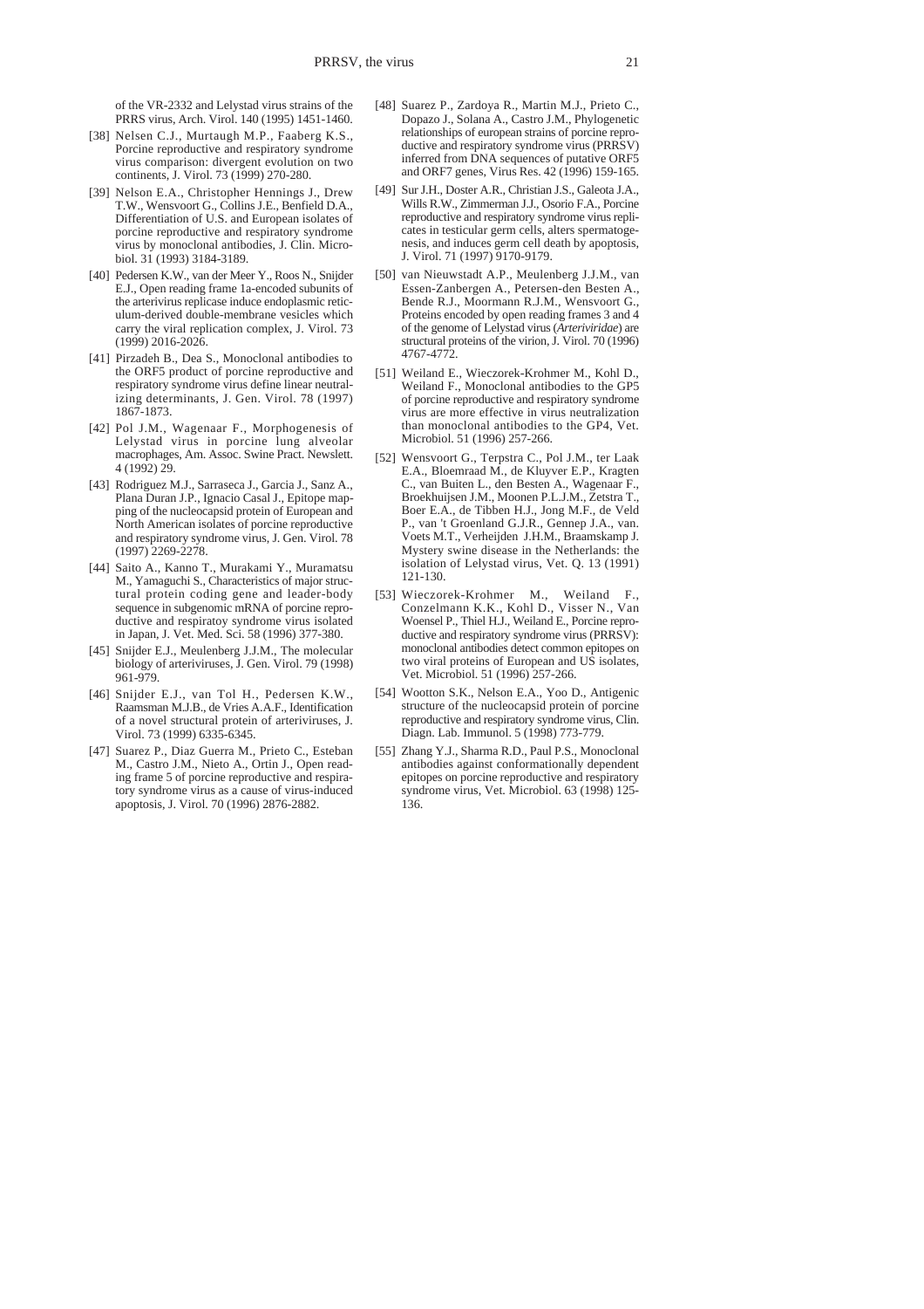of the VR-2332 and Lelystad virus strains of the PRRS virus, Arch. Virol. 140 (1995) 1451-1460.

[38] Nelsen C.J., Murtaugh M.P., Faaberg K.S., Porcine reproductive and respiratory syndrome virus comparison: divergent evolution on two continents, J. Virol. 73 (1999) 270-280.

[39] Nelson E.A., Christopher Hennings J., Drew T.W., Wensvoort G., Collins J.E., Benfield D.A., Differentiation of U.S. and European isolates of porcine reproductive and respiratory syndrome virus by monoclonal antibodies, J. Clin. Microbiol. 31 (1993) 3184-3189.

[40] Pedersen K.W., van der Meer Y., Roos N., Snijder E.J., Open reading frame 1a-encoded subunits of the arterivirus replicase induce endoplasmic reticulum-derived double-membrane vesicles which carry the viral replication complex, J. Virol. 73 (1999) 2016-2026.

[41] Pirzadeh B., Dea S., Monoclonal antibodies to the ORF5 product of porcine reproductive and respiratory syndrome virus define linear neutralizing determinants, J. Gen. Virol. 78 (1997) 1867-1873.

[42] Pol J.M., Wagenaar F., Morphogenesis of Lelystad virus in porcine lung alveolar macrophages, Am. Assoc. Swine Pract. Newslett. 4 (1992) 29.

[43] Rodriguez M.J., Sarraseca J., Garcia J., Sanz A., Plana Duran J.P., Ignacio Casal J., Epitope mapping of the nucleocapsid protein of European and North American isolates of porcine reproductive and respiratory syndrome virus, J. Gen. Virol. 78 (1997) 2269-2278.

[44] Saito A., Kanno T., Murakami Y., Muramatsu M., Yamaguchi S., Characteristics of major structural protein coding gene and leader-body sequence in subgenomic mRNA of porcine reproductive and respiratoy syndrome virus isolated in Japan, J. Vet. Med. Sci. 58 (1996) 377-380.

[45] Snijder E.J., Meulenberg J.J.M., The molecular biology of arteriviruses, J. Gen. Virol. 79 (1998) 961-979.

[46] Snijder E.J., van Tol H., Pedersen K.W., Raamsman M.J.B., de Vries A.A.F., Identification of a novel structural protein of arteriviruses, J. Virol. 73 (1999) 6335-6345.

[47] Suarez P., Diaz Guerra M., Prieto C., Esteban M., Castro J.M., Nieto A., Ortin J., Open reading frame 5 of porcine reproductive and respiratory syndrome virus as a cause of virus-induced apoptosis, J. Virol. 70 (1996) 2876-2882.

[48] Suarez P., Zardoya R., Martin M.J., Prieto C., Dopazo J., Solana A., Castro J.M., Phylogenetic relationships of european strains of porcine reproductive and respiratory syndrome virus (PRRSV) inferred from DNA sequences of putative ORF5 and ORF7 genes, Virus Res. 42 (1996) 159-165.

[49] Sur J.H., Doster A.R., Christian J.S., Galeota J.A., Wills R.W., Zimmerman J.J., Osorio F.A., Porcine reproductive and respiratory syndrome virus replicates in testicular germ cells, alters spermatogenesis, and induces germ cell death by apoptosis, J. Virol. 71 (1997) 9170-9179.

[50] van Nieuwstadt A.P., Meulenberg J.J.M., van Essen-Zanbergen A., Petersen-den Besten A., Bende R.J., Moormann R.J.M., Wensvoort G., Proteins encoded by open reading frames 3 and 4 of the genome of Lelystad virus (*Arteriviridae*) are structural proteins of the virion, J. Virol. 70 (1996) 4767-4772.

[51] Weiland E., Wieczorek-Krohmer M., Kohl D., Weiland F., Monoclonal antibodies to the GP5 of porcine reproductive and respiratory syndrome virus are more effective in virus neutralization than monoclonal antibodies to the GP4, Vet. Microbiol. 51 (1996) 257-266.

[52] Wensvoort G., Terpstra C., Pol J.M., ter Laak E.A., Bloemraad M., de Kluyver E.P., Kragten C., van Buiten L., den Besten A., Wagenaar F., Broekhuijsen J.M., Moonen P.L.J.M., Zetstra T., Boer E.A., de Tibben H.J., Jong M.F., de Veld P., van 't Groenland G.J.R., Gennep J.A., van. Voets M.T., Verheijden J.H.M., Braamskamp J. Mystery swine disease in the Netherlands: the isolation of Lelystad virus, Vet. Q. 13 (1991) 121-130.

[53] Wieczorek-Krohmer M., Weiland F., Conzelmann K.K., Kohl D., Visser N., Van Woensel P., Thiel H.J., Weiland E., Porcine reproductive and respiratory syndrome virus (PRRSV): monoclonal antibodies detect common epitopes on two viral proteins of European and US isolates, Vet. Microbiol. 51 (1996) 257-266.

[54] Wootton S.K., Nelson E.A., Yoo D., Antigenic structure of the nucleocapsid protein of porcine reproductive and respiratory syndrome virus, Clin. Diagn. Lab. Immunol. 5 (1998) 773-779.

[55] Zhang Y.J., Sharma R.D., Paul P.S., Monoclonal antibodies against conformationally dependent epitopes on porcine reproductive and respiratory syndrome virus, Vet. Microbiol. 63 (1998) 125-136.